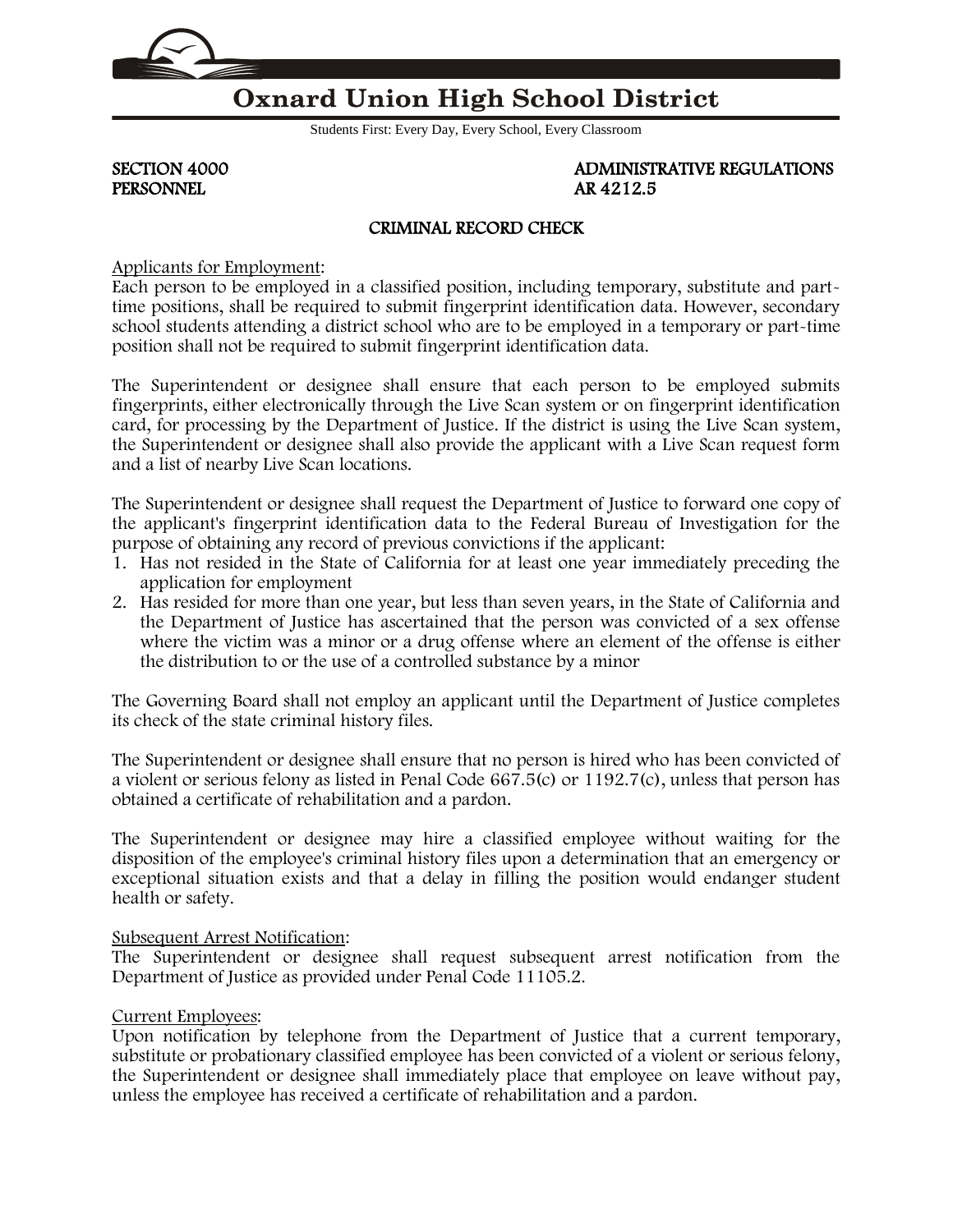# Oxnard Union High School District

Students First: Every Day, Every School, Every Classroom

**SECTION 4000**
**PERSONNEL**

**ADMINISTRATIVE REGULATIONS**
**AR 4212.5**

## CRIMINAL RECORD CHECK

Applicants for Employment:

Each person to be employed in a classified position, including temporary, substitute and part-time positions, shall be required to submit fingerprint identification data. However, secondary school students attending a district school who are to be employed in a temporary or part-time position shall not be required to submit fingerprint identification data.

The Superintendent or designee shall ensure that each person to be employed submits fingerprints, either electronically through the Live Scan system or on fingerprint identification card, for processing by the Department of Justice. If the district is using the Live Scan system, the Superintendent or designee shall also provide the applicant with a Live Scan request form and a list of nearby Live Scan locations.

The Superintendent or designee shall request the Department of Justice to forward one copy of the applicant's fingerprint identification data to the Federal Bureau of Investigation for the purpose of obtaining any record of previous convictions if the applicant:

1. Has not resided in the State of California for at least one year immediately preceding the application for employment
2. Has resided for more than one year, but less than seven years, in the State of California and the Department of Justice has ascertained that the person was convicted of a sex offense where the victim was a minor or a drug offense where an element of the offense is either the distribution to or the use of a controlled substance by a minor

The Governing Board shall not employ an applicant until the Department of Justice completes its check of the state criminal history files.

The Superintendent or designee shall ensure that no person is hired who has been convicted of a violent or serious felony as listed in Penal Code 667.5(c) or 1192.7(c), unless that person has obtained a certificate of rehabilitation and a pardon.

The Superintendent or designee may hire a classified employee without waiting for the disposition of the employee's criminal history files upon a determination that an emergency or exceptional situation exists and that a delay in filling the position would endanger student health or safety.

Subsequent Arrest Notification:

The Superintendent or designee shall request subsequent arrest notification from the Department of Justice as provided under Penal Code 11105.2.

Current Employees:

Upon notification by telephone from the Department of Justice that a current temporary, substitute or probationary classified employee has been convicted of a violent or serious felony, the Superintendent or designee shall immediately place that employee on leave without pay, unless the employee has received a certificate of rehabilitation and a pardon.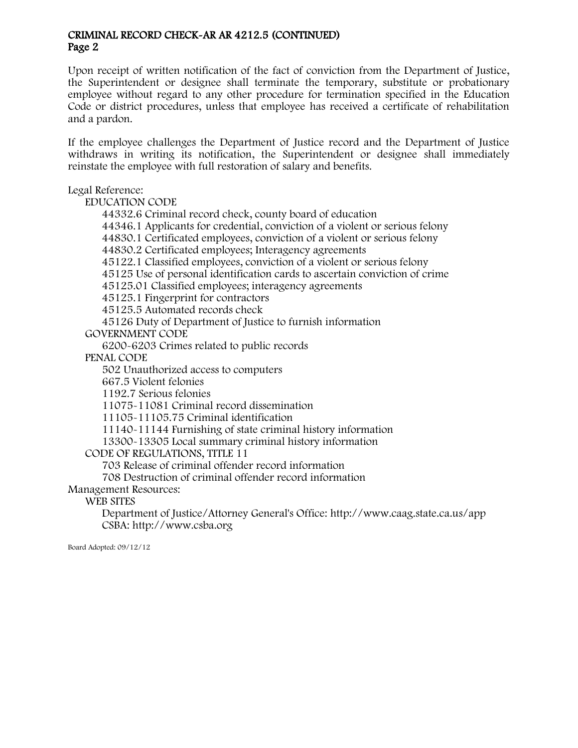Upon receipt of written notification of the fact of conviction from the Department of Justice, the Superintendent or designee shall terminate the temporary, substitute or probationary employee without regard to any other procedure for termination specified in the Education Code or district procedures, unless that employee has received a certificate of rehabilitation and a pardon.

If the employee challenges the Department of Justice record and the Department of Justice withdraws in writing its notification, the Superintendent or designee shall immediately reinstate the employee with full restoration of salary and benefits.

Legal Reference:

EDUCATION CODE

- 44332.6 Criminal record check, county board of education
- 44346.1 Applicants for credential, conviction of a violent or serious felony
- 44830.1 Certificated employees, conviction of a violent or serious felony
- 44830.2 Certificated employees; Interagency agreements
- 45122.1 Classified employees, conviction of a violent or serious felony
- 45125 Use of personal identification cards to ascertain conviction of crime
- 45125.01 Classified employees; interagency agreements
- 45125.1 Fingerprint for contractors
- 45125.5 Automated records check
- 45126 Duty of Department of Justice to furnish information

GOVERNMENT CODE

- 6200-6203 Crimes related to public records

PENAL CODE

- 502 Unauthorized access to computers
- 667.5 Violent felonies
- 1192.7 Serious felonies
- 11075-11081 Criminal record dissemination
- 11105-11105.75 Criminal identification
- 11140-11144 Furnishing of state criminal history information
- 13300-13305 Local summary criminal history information

CODE OF REGULATIONS, TITLE 11

- 703 Release of criminal offender record information
- 708 Destruction of criminal offender record information

Management Resources:

WEB SITES

- Department of Justice/Attorney General's Office: http://www.caag.state.ca.us/app
- CSBA: http://www.csba.org

Board Adopted: 09/12/12